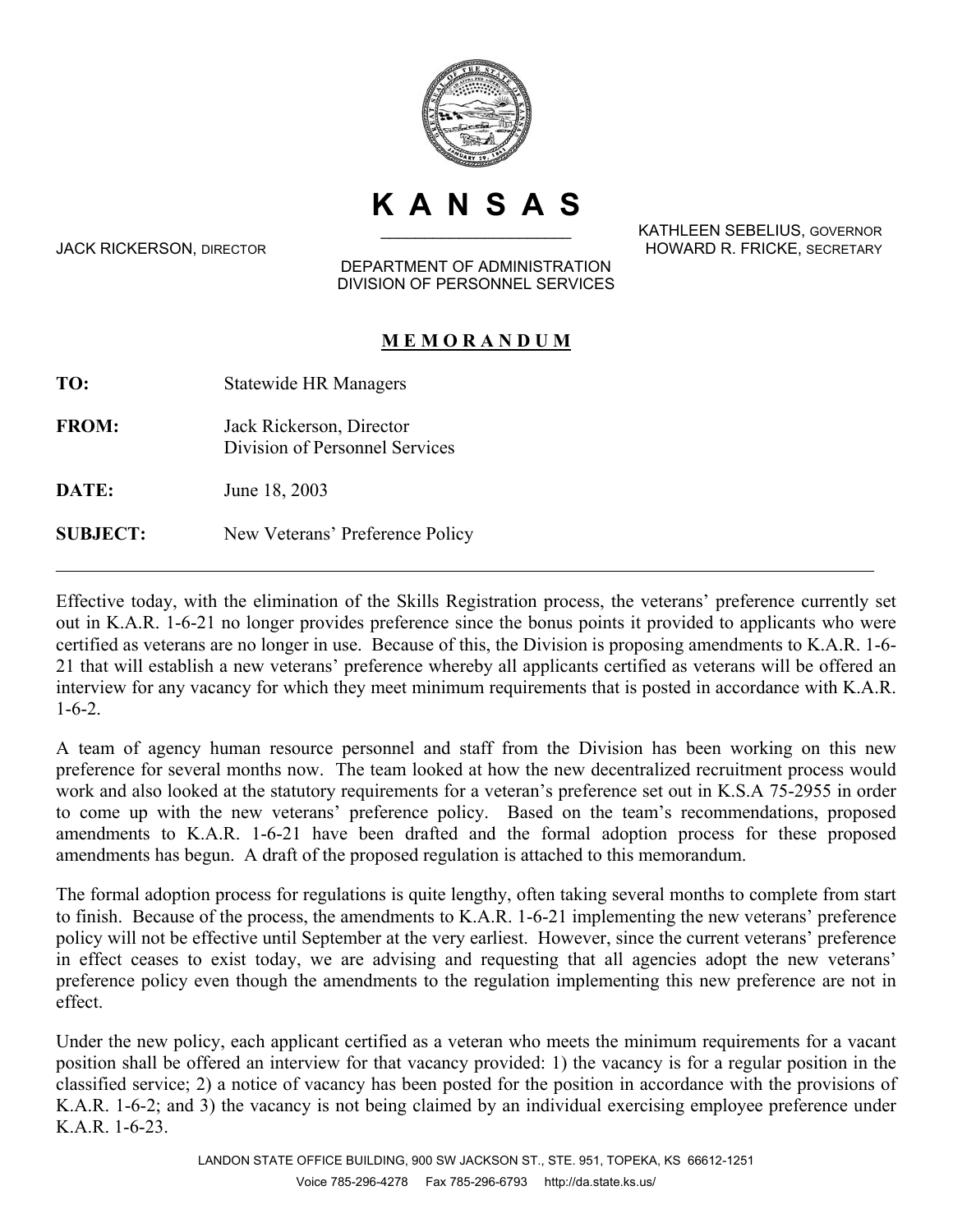# KANSAS

JACK RICKERSON, DIRECTOR

KATHLEEN SEBELIUS, GOVERNOR
HOWARD R. FRICKE, SECRETARY

DEPARTMENT OF ADMINISTRATION
DIVISION OF PERSONNEL SERVICES

## MEMORANDUM

**TO:** Statewide HR Managers

**FROM:** Jack Rickerson, Director
Division of Personnel Services

**DATE:** June 18, 2003

**SUBJECT:** New Veterans' Preference Policy

---

Effective today, with the elimination of the Skills Registration process, the veterans' preference currently set out in K.A.R. 1-6-21 no longer provides preference since the bonus points it provided to applicants who were certified as veterans are no longer in use. Because of this, the Division is proposing amendments to K.A.R. 1-6-21 that will establish a new veterans' preference whereby all applicants certified as veterans will be offered an interview for any vacancy for which they meet minimum requirements that is posted in accordance with K.A.R. 1-6-2.

A team of agency human resource personnel and staff from the Division has been working on this new preference for several months now. The team looked at how the new decentralized recruitment process would work and also looked at the statutory requirements for a veteran's preference set out in K.S.A 75-2955 in order to come up with the new veterans' preference policy. Based on the team's recommendations, proposed amendments to K.A.R. 1-6-21 have been drafted and the formal adoption process for these proposed amendments has begun. A draft of the proposed regulation is attached to this memorandum.

The formal adoption process for regulations is quite lengthy, often taking several months to complete from start to finish. Because of the process, the amendments to K.A.R. 1-6-21 implementing the new veterans' preference policy will not be effective until September at the very earliest. However, since the current veterans' preference in effect ceases to exist today, we are advising and requesting that all agencies adopt the new veterans' preference policy even though the amendments to the regulation implementing this new preference are not in effect.

Under the new policy, each applicant certified as a veteran who meets the minimum requirements for a vacant position shall be offered an interview for that vacancy provided: 1) the vacancy is for a regular position in the classified service; 2) a notice of vacancy has been posted for the position in accordance with the provisions of K.A.R. 1-6-2; and 3) the vacancy is not being claimed by an individual exercising employee preference under K.A.R. 1-6-23.

LANDON STATE OFFICE BUILDING, 900 SW JACKSON ST., STE. 951, TOPEKA, KS 66612-1251
Voice 785-296-4278 Fax 785-296-6793 http://da.state.ks.us/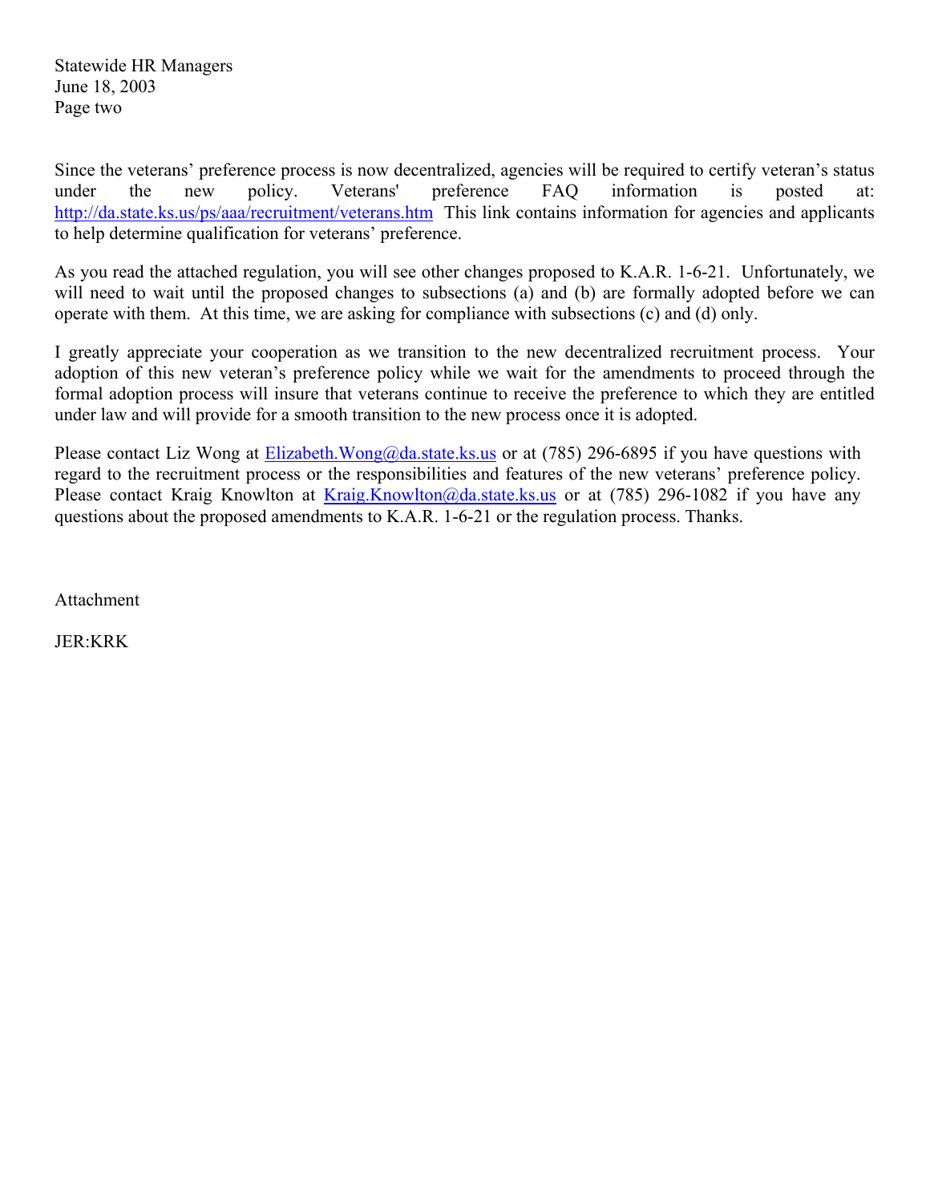Since the veterans' preference process is now decentralized, agencies will be required to certify veteran's status under the new policy. Veterans' preference FAQ information is posted at: http://da.state.ks.us/ps/aaa/recruitment/veterans.htm This link contains information for agencies and applicants to help determine qualification for veterans' preference.

As you read the attached regulation, you will see other changes proposed to K.A.R. 1-6-21. Unfortunately, we will need to wait until the proposed changes to subsections (a) and (b) are formally adopted before we can operate with them. At this time, we are asking for compliance with subsections (c) and (d) only.

I greatly appreciate your cooperation as we transition to the new decentralized recruitment process. Your adoption of this new veteran's preference policy while we wait for the amendments to proceed through the formal adoption process will insure that veterans continue to receive the preference to which they are entitled under law and will provide for a smooth transition to the new process once it is adopted.

Please contact Liz Wong at Elizabeth.Wong@da.state.ks.us or at (785) 296-6895 if you have questions with regard to the recruitment process or the responsibilities and features of the new veterans' preference policy. Please contact Kraig Knowlton at Kraig.Knowlton@da.state.ks.us or at (785) 296-1082 if you have any questions about the proposed amendments to K.A.R. 1-6-21 or the regulation process. Thanks.

Attachment

JER:KRK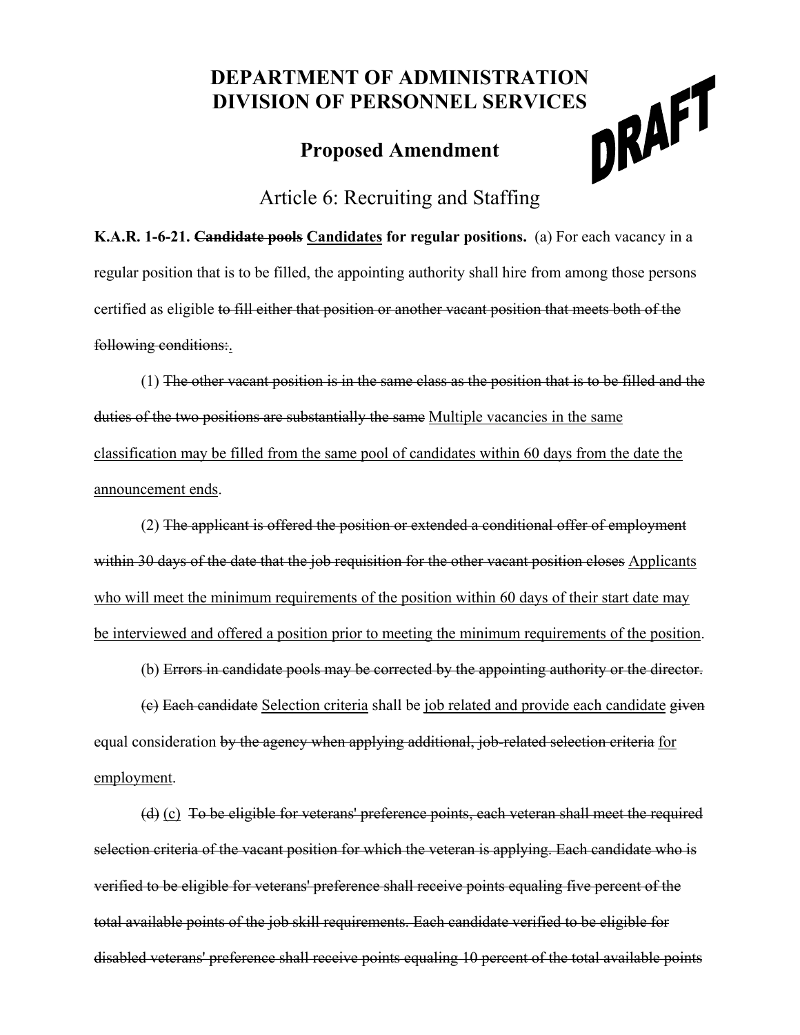# DEPARTMENT OF ADMINISTRATION
# DIVISION OF PERSONNEL SERVICES

## Proposed Amendment

DRAFT

### Article 6: Recruiting and Staffing

**K.A.R. 1-6-21. ~~Candidate pools~~ <u>Candidates</u> for regular positions.** (a) For each vacancy in a regular position that is to be filled, the appointing authority shall hire from among those persons certified as eligible ~~to fill either that position or another vacant position that meets both of the following conditions:~~.

(1) ~~The other vacant position is in the same class as the position that is to be filled and the duties of the two positions are substantially the same~~ <u>Multiple vacancies in the same classification may be filled from the same pool of candidates within 60 days from the date the announcement ends</u>.

(2) ~~The applicant is offered the position or extended a conditional offer of employment within 30 days of the date that the job requisition for the other vacant position closes~~ <u>Applicants who will meet the minimum requirements of the position within 60 days of their start date may be interviewed and offered a position prior to meeting the minimum requirements of the position</u>.

(b) ~~Errors in candidate pools may be corrected by the appointing authority or the director.~~

~~(c)~~ ~~Each candidate~~ <u>Selection criteria</u> shall be <u>job related and provide each candidate</u> ~~given~~ equal consideration ~~by the agency when applying additional, job-related selection criteria~~ <u>for employment</u>.

~~(d)~~ <u>(c)</u> ~~To be eligible for veterans' preference points, each veteran shall meet the required selection criteria of the vacant position for which the veteran is applying. Each candidate who is verified to be eligible for veterans' preference shall receive points equaling five percent of the total available points of the job skill requirements. Each candidate verified to be eligible for disabled veterans' preference shall receive points equaling 10 percent of the total available points~~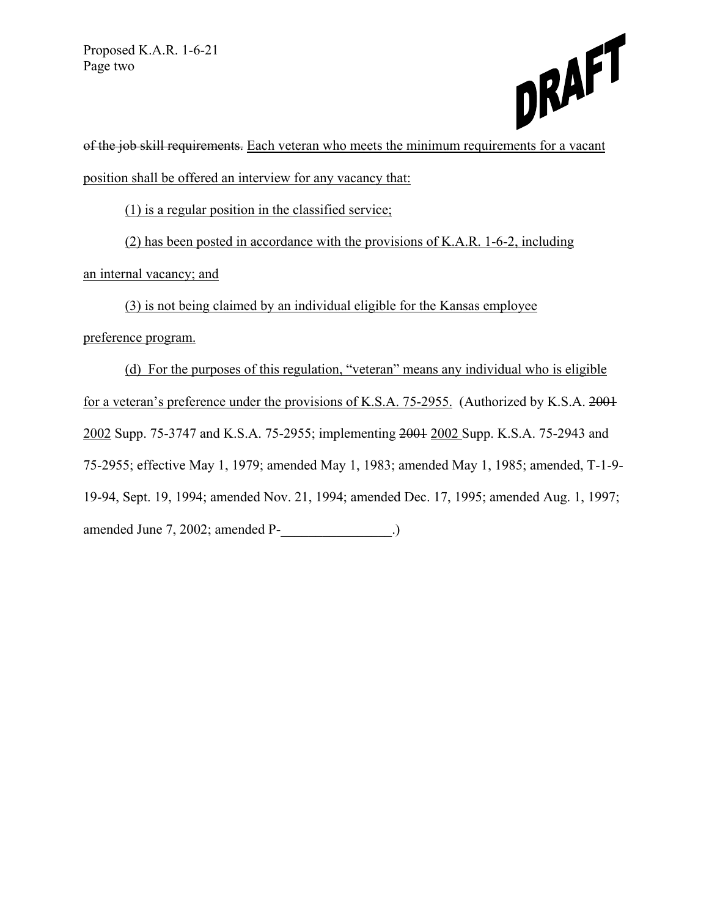~~of the job skill requirements.~~ <u>Each veteran who meets the minimum requirements for a vacant position shall be offered an interview for any vacancy that:</u>

<u>(1) is a regular position in the classified service;</u>

<u>(2) has been posted in accordance with the provisions of K.A.R. 1-6-2, including an internal vacancy; and</u>

<u>(3) is not being claimed by an individual eligible for the Kansas employee preference program.</u>

<u>(d) For the purposes of this regulation, "veteran" means any individual who is eligible for a veteran's preference under the provisions of K.S.A. 75-2955.</u> (Authorized by K.S.A. ~~2001~~ <u>2002</u> Supp. 75-3747 and K.S.A. 75-2955; implementing ~~2001~~ <u>2002</u> Supp. K.S.A. 75-2943 and 75-2955; effective May 1, 1979; amended May 1, 1983; amended May 1, 1985; amended, T-1-9-19-94, Sept. 19, 1994; amended Nov. 21, 1994; amended Dec. 17, 1995; amended Aug. 1, 1997; amended June 7, 2002; amended P-________________.)